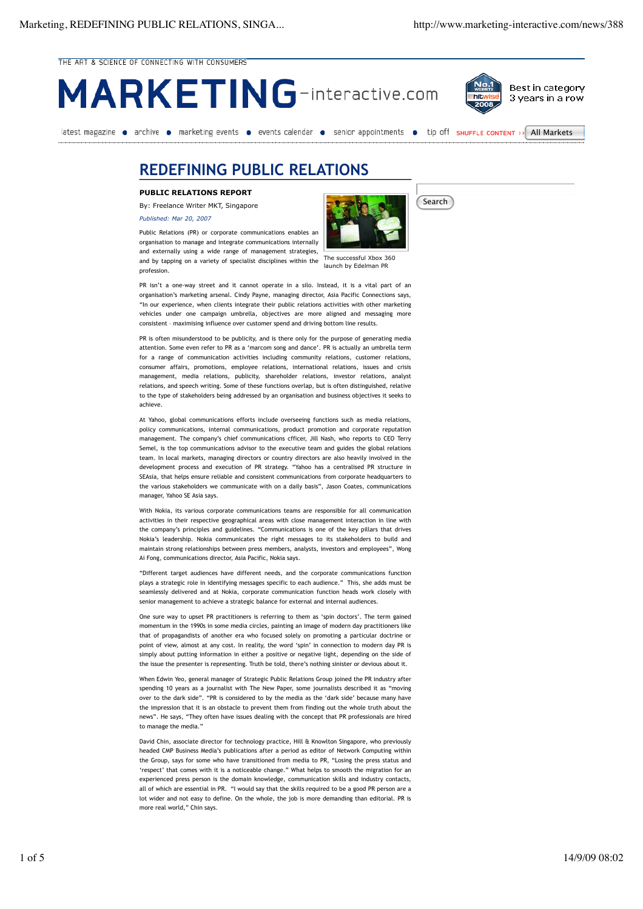THE ART & SCIENCE OF CONNECTING WITH CONSUMERS

MARKETING-interactive.com

Best in category 3 years in a row

latest magazine • archive • marketing events • events calendar • senior appointments • tip off SHUFFLE CONTENT ›› All Markets

# REDEFINING PUBLIC RELATIONS

**PUBLIC RELATIONS REPORT**

By: Freelance Writer MKT, Singapore

*Published: Mar 20, 2007*

The successful Xbox 360 launch by Edelman PR

Public Relations (PR) or corporate communications enables an organisation to manage and integrate communications internally and externally using a wide range of management strategies, and by tapping on a variety of specialist disciplines within the profession.

PR isn't a one-way street and it cannot operate in a silo. Instead, it is a vital part of an organisation's marketing arsenal. Cindy Payne, managing director, Asia Pacific Connections says, "In our experience, when clients integrate their public relations activities with other marketing vehicles under one campaign umbrella, objectives are more aligned and messaging more consistent – maximising influence over customer spend and driving bottom line results.

PR is often misunderstood to be publicity, and is there only for the purpose of generating media attention. Some even refer to PR as a 'marcom song and dance'. PR is actually an umbrella term for a range of communication activities including community relations, customer relations, consumer affairs, promotions, employee relations, international relations, issues and crisis management, media relations, publicity, shareholder relations, investor relations, analyst relations, and speech writing. Some of these functions overlap, but is often distinguished, relative to the type of stakeholders being addressed by an organisation and business objectives it seeks to achieve.

At Yahoo, global communications efforts include overseeing functions such as media relations, policy communications, internal communications, product promotion and corporate reputation management. The company's chief communications cfficer, Jill Nash, who reports to CEO Terry Semel, is the top communications advisor to the executive team and guides the global relations team. In local markets, managing directors or country directors are also heavily involved in the development process and execution of PR strategy. "Yahoo has a centralised PR structure in SEAsia, that helps ensure reliable and consistent communications from corporate headquarters to the various stakeholders we communicate with on a daily basis", Jason Coates, communications manager, Yahoo SE Asia says.

With Nokia, its various corporate communications teams are responsible for all communication activities in their respective geographical areas with close management interaction in line with the company's principles and guidelines. "Communications is one of the key pillars that drives Nokia's leadership. Nokia communicates the right messages to its stakeholders to build and maintain strong relationships between press members, analysts, investors and employees", Wong Ai Fong, communications director, Asia Pacific, Nokia says.

"Different target audiences have different needs, and the corporate communications function plays a strategic role in identifying messages specific to each audience." This, she adds must be seamlessly delivered and at Nokia, corporate communication function heads work closely with senior management to achieve a strategic balance for external and internal audiences.

One sure way to upset PR practitioners is referring to them as 'spin doctors'. The term gained momentum in the 1990s in some media circles, painting an image of modern day practitioners like that of propagandists of another era who focused solely on promoting a particular doctrine or point of view, almost at any cost. In reality, the word 'spin' in connection to modern day PR is simply about putting information in either a positive or negative light, depending on the side of the issue the presenter is representing. Truth be told, there's nothing sinister or devious about it.

When Edwin Yeo, general manager of Strategic Public Relations Group joined the PR industry after spending 10 years as a journalist with The New Paper, some journalists described it as "moving over to the dark side". "PR is considered to by the media as the 'dark side' because many have the impression that it is an obstacle to prevent them from finding out the whole truth about the news". He says, "They often have issues dealing with the concept that PR professionals are hired to manage the media."

David Chin, associate director for technology practice, Hill & Knowlton Singapore, who previously headed CMP Business Media's publications after a period as editor of Network Computing within the Group, says for some who have transitioned from media to PR, "Losing the press status and 'respect' that comes with it is a noticeable change." What helps to smooth the migration for an experienced press person is the domain knowledge, communication skills and industry contacts, all of which are essential in PR. "I would say that the skills required to be a good PR person are a lot wider and not easy to define. On the whole, the job is more demanding than editorial. PR is more real world," Chin says.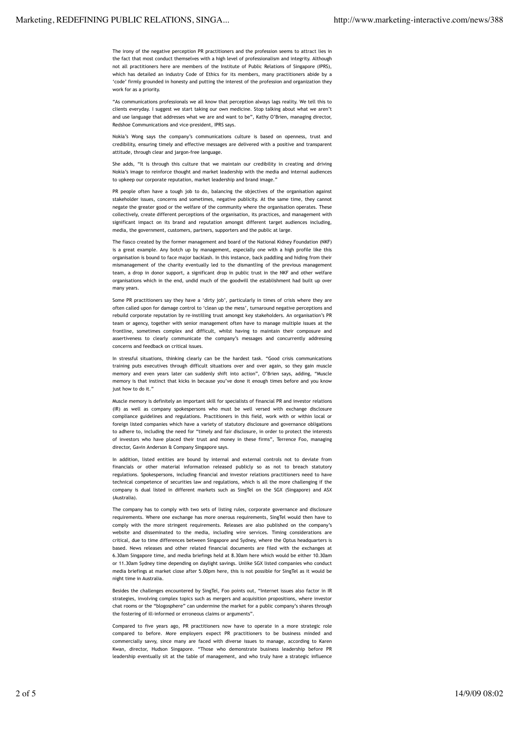The irony of the negative perception PR practitioners and the profession seems to attract lies in the fact that most conduct themselves with a high level of professionalism and integrity. Although not all practitioners here are members of the Institute of Public Relations of Singapore (IPRS), which has detailed an industry Code of Ethics for its members, many practitioners abide by a 'code' firmly grounded in honesty and putting the interest of the profession and organization they work for as a priority.

"As communications professionals we all know that perception always lags reality. We tell this to clients everyday. I suggest we start taking our own medicine. Stop talking about what we aren't and use language that addresses what we are and want to be", Kathy O'Brien, managing director, Redshoe Communications and vice-president, IPRS says.

Nokia's Wong says the company's communications culture is based on openness, trust and credibility, ensuring timely and effective messages are delivered with a positive and transparent attitude, through clear and jargon-free language.

She adds, "It is through this culture that we maintain our credibility in creating and driving Nokia's image to reinforce thought and market leadership with the media and internal audiences to upkeep our corporate reputation, market leadership and brand image."

PR people often have a tough job to do, balancing the objectives of the organisation against stakeholder issues, concerns and sometimes, negative publicity. At the same time, they cannot negate the greater good or the welfare of the community where the organisation operates. These collectively, create different perceptions of the organisation, its practices, and management with significant impact on its brand and reputation amongst different target audiences including, media, the government, customers, partners, supporters and the public at large.

The fiasco created by the former management and board of the National Kidney Foundation (NKF) is a great example. Any botch up by management, especially one with a high profile like this organisation is bound to face major backlash. In this instance, back paddling and hiding from their mismanagement of the charity eventually led to the dismantling of the previous management team, a drop in donor support, a significant drop in public trust in the NKF and other welfare organisations which in the end, undid much of the goodwill the establishment had built up over many years.

Some PR practitioners say they have a 'dirty job', particularly in times of crisis where they are often called upon for damage control to 'clean up the mess', turnaround negative perceptions and rebuild corporate reputation by re-instilling trust amongst key stakeholders. An organisation's PR team or agency, together with senior management often have to manage multiple issues at the frontline, sometimes complex and difficult, whilst having to maintain their composure and assertiveness to clearly communicate the company's messages and concurrently addressing concerns and feedback on critical issues.

In stressful situations, thinking clearly can be the hardest task. "Good crisis communications training puts executives through difficult situations over and over again, so they gain muscle memory and even years later can suddenly shift into action", O'Brien says, adding, "Muscle memory is that instinct that kicks in because you've done it enough times before and you know just how to do it."

Muscle memory is definitely an important skill for specialists of financial PR and investor relations (IR) as well as company spokespersons who must be well versed with exchange disclosure compliance guidelines and regulations. Practitioners in this field, work with or within local or foreign listed companies which have a variety of statutory disclosure and governance obligations to adhere to, including the need for "timely and fair disclosure, in order to protect the interests of investors who have placed their trust and money in these firms", Terrence Foo, managing director, Gavin Anderson & Company Singapore says.

In addition, listed entities are bound by internal and external controls not to deviate from financials or other material information released publicly so as not to breach statutory regulations. Spokespersons, including financial and investor relations practitioners need to have technical competence of securities law and regulations, which is all the more challenging if the company is dual listed in different markets such as SingTel on the SGX (Singapore) and ASX (Australia).

The company has to comply with two sets of listing rules, corporate governance and disclosure requirements. Where one exchange has more onerous requirements, SingTel would then have to comply with the more stringent requirements. Releases are also published on the company's website and disseminated to the media, including wire services. Timing considerations are critical, due to time differences between Singapore and Sydney, where the Optus headquarters is based. News releases and other related financial documents are filed with the exchanges at 6.30am Singapore time, and media briefings held at 8.30am here which would be either 10.30am or 11.30am Sydney time depending on daylight savings. Unlike SGX listed companies who conduct media briefings at market close after 5.00pm here, this is not possible for SingTel as it would be night time in Australia.

Besides the challenges encountered by SingTel, Foo points out, "Internet issues also factor in IR strategies, involving complex topics such as mergers and acquisition propositions, where investor chat rooms or the "blogosphere" can undermine the market for a public company's shares through the fostering of ill-informed or erroneous claims or arguments".

Compared to five years ago, PR practitioners now have to operate in a more strategic role compared to before. More employers expect PR practitioners to be business minded and commercially savvy, since many are faced with diverse issues to manage, according to Karen Kwan, director, Hudson Singapore. "Those who demonstrate business leadership before PR leadership eventually sit at the table of management, and who truly have a strategic influence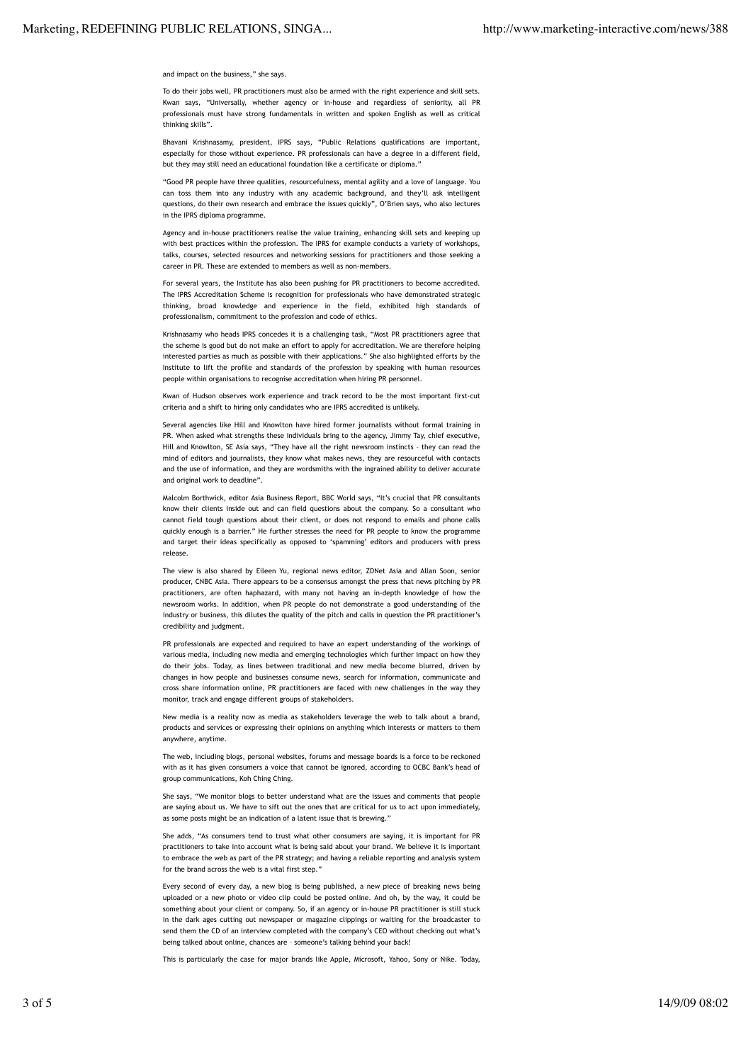and impact on the business," she says.

To do their jobs well, PR practitioners must also be armed with the right experience and skill sets. Kwan says, "Universally, whether agency or in-house and regardless of seniority, all PR professionals must have strong fundamentals in written and spoken English as well as critical thinking skills".

Bhavani Krishnasamy, president, IPRS says, "Public Relations qualifications are important, especially for those without experience. PR professionals can have a degree in a different field, but they may still need an educational foundation like a certificate or diploma."

"Good PR people have three qualities, resourcefulness, mental agility and a love of language. You can toss them into any industry with any academic background, and they'll ask intelligent questions, do their own research and embrace the issues quickly", O'Brien says, who also lectures in the IPRS diploma programme.

Agency and in-house practitioners realise the value training, enhancing skill sets and keeping up with best practices within the profession. The IPRS for example conducts a variety of workshops, talks, courses, selected resources and networking sessions for practitioners and those seeking a career in PR. These are extended to members as well as non-members.

For several years, the Institute has also been pushing for PR practitioners to become accredited. The IPRS Accreditation Scheme is recognition for professionals who have demonstrated strategic thinking, broad knowledge and experience in the field, exhibited high standards of professionalism, commitment to the profession and code of ethics.

Krishnasamy who heads IPRS concedes it is a challenging task, "Most PR practitioners agree that the scheme is good but do not make an effort to apply for accreditation. We are therefore helping interested parties as much as possible with their applications." She also highlighted efforts by the Institute to lift the profile and standards of the profession by speaking with human resources people within organisations to recognise accreditation when hiring PR personnel.

Kwan of Hudson observes work experience and track record to be the most important first-cut criteria and a shift to hiring only candidates who are IPRS accredited is unlikely.

Several agencies like Hill and Knowlton have hired former journalists without formal training in PR. When asked what strengths these individuals bring to the agency, Jimmy Tay, chief executive, Hill and Knowlton, SE Asia says, "They have all the right newsroom instincts – they can read the mind of editors and journalists, they know what makes news, they are resourceful with contacts and the use of information, and they are wordsmiths with the ingrained ability to deliver accurate and original work to deadline".

Malcolm Borthwick, editor Asia Business Report, BBC World says, "It's crucial that PR consultants know their clients inside out and can field questions about the company. So a consultant who cannot field tough questions about their client, or does not respond to emails and phone calls quickly enough is a barrier." He further stresses the need for PR people to know the programme and target their ideas specifically as opposed to 'spamming' editors and producers with press release.

The view is also shared by Eileen Yu, regional news editor, ZDNet Asia and Allan Soon, senior producer, CNBC Asia. There appears to be a consensus amongst the press that news pitching by PR practitioners, are often haphazard, with many not having an in-depth knowledge of how the newsroom works. In addition, when PR people do not demonstrate a good understanding of the industry or business, this dilutes the quality of the pitch and calls in question the PR practitioner's credibility and judgment.

PR professionals are expected and required to have an expert understanding of the workings of various media, including new media and emerging technologies which further impact on how they do their jobs. Today, as lines between traditional and new media become blurred, driven by changes in how people and businesses consume news, search for information, communicate and cross share information online, PR practitioners are faced with new challenges in the way they monitor, track and engage different groups of stakeholders.

New media is a reality now as media as stakeholders leverage the web to talk about a brand, products and services or expressing their opinions on anything which interests or matters to them anywhere, anytime.

The web, including blogs, personal websites, forums and message boards is a force to be reckoned with as it has given consumers a voice that cannot be ignored, according to OCBC Bank's head of group communications, Koh Ching Ching.

She says, "We monitor blogs to better understand what are the issues and comments that people are saying about us. We have to sift out the ones that are critical for us to act upon immediately, as some posts might be an indication of a latent issue that is brewing."

She adds, "As consumers tend to trust what other consumers are saying, it is important for PR practitioners to take into account what is being said about your brand. We believe it is important to embrace the web as part of the PR strategy; and having a reliable reporting and analysis system for the brand across the web is a vital first step."

Every second of every day, a new blog is being published, a new piece of breaking news being uploaded or a new photo or video clip could be posted online. And oh, by the way, it could be something about your client or company. So, if an agency or in-house PR practitioner is still stuck in the dark ages cutting out newspaper or magazine clippings or waiting for the broadcaster to send them the CD of an interview completed with the company's CEO without checking out what's being talked about online, chances are – someone's talking behind your back!

This is particularly the case for major brands like Apple, Microsoft, Yahoo, Sony or Nike. Today,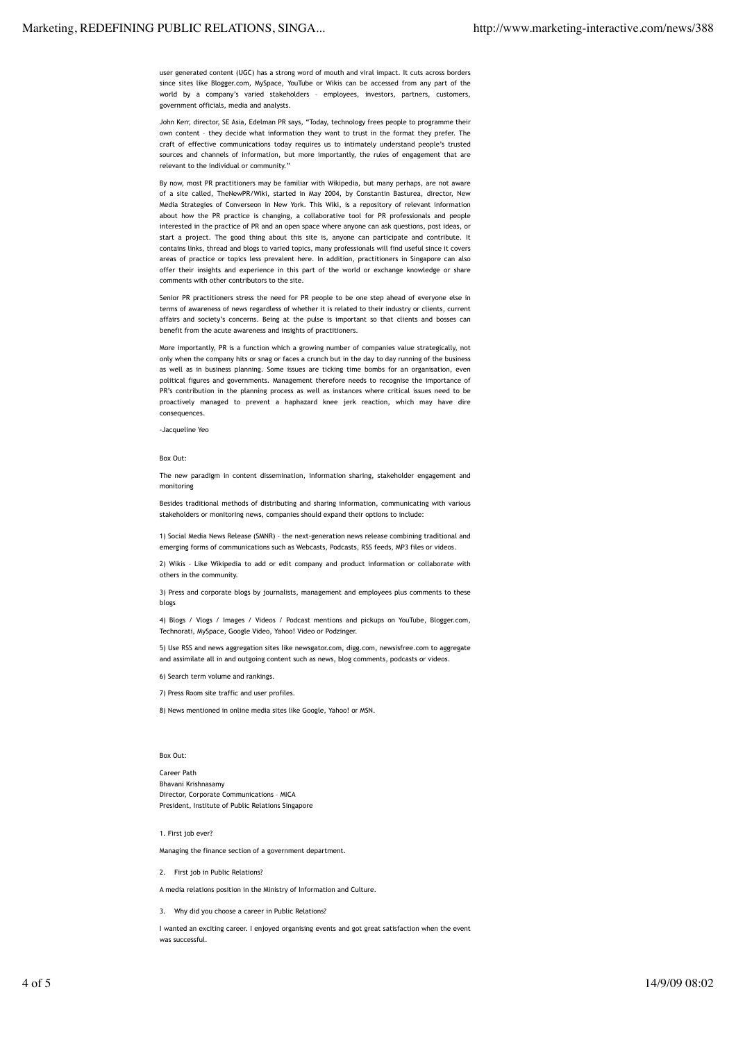user generated content (UGC) has a strong word of mouth and viral impact. It cuts across borders since sites like Blogger.com, MySpace, YouTube or Wikis can be accessed from any part of the world by a company's varied stakeholders – employees, investors, partners, customers, government officials, media and analysts.

John Kerr, director, SE Asia, Edelman PR says, "Today, technology frees people to programme their own content – they decide what information they want to trust in the format they prefer. The craft of effective communications today requires us to intimately understand people's trusted sources and channels of information, but more importantly, the rules of engagement that are relevant to the individual or community."

By now, most PR practitioners may be familiar with Wikipedia, but many perhaps, are not aware of a site called, TheNewPR/Wiki, started in May 2004, by Constantin Basturea, director, New Media Strategies of Converseon in New York. This Wiki, is a repository of relevant information about how the PR practice is changing, a collaborative tool for PR professionals and people interested in the practice of PR and an open space where anyone can ask questions, post ideas, or start a project. The good thing about this site is, anyone can participate and contribute. It contains links, thread and blogs to varied topics, many professionals will find useful since it covers areas of practice or topics less prevalent here. In addition, practitioners in Singapore can also offer their insights and experience in this part of the world or exchange knowledge or share comments with other contributors to the site.

Senior PR practitioners stress the need for PR people to be one step ahead of everyone else in terms of awareness of news regardless of whether it is related to their industry or clients, current affairs and society's concerns. Being at the pulse is important so that clients and bosses can benefit from the acute awareness and insights of practitioners.

More importantly, PR is a function which a growing number of companies value strategically, not only when the company hits or snag or faces a crunch but in the day to day running of the business as well as in business planning. Some issues are ticking time bombs for an organisation, even political figures and governments. Management therefore needs to recognise the importance of PR's contribution in the planning process as well as instances where critical issues need to be proactively managed to prevent a haphazard knee jerk reaction, which may have dire consequences.

-Jacqueline Yeo

Box Out:

The new paradigm in content dissemination, information sharing, stakeholder engagement and monitoring

Besides traditional methods of distributing and sharing information, communicating with various stakeholders or monitoring news, companies should expand their options to include:

1) Social Media News Release (SMNR) – the next-generation news release combining traditional and emerging forms of communications such as Webcasts, Podcasts, RSS feeds, MP3 files or videos.

2) Wikis – Like Wikipedia to add or edit company and product information or collaborate with others in the community.

3) Press and corporate blogs by journalists, management and employees plus comments to these blogs

4) Blogs / Vlogs / Images / Videos / Podcast mentions and pickups on YouTube, Blogger.com, Technorati, MySpace, Google Video, Yahoo! Video or Podzinger.

5) Use RSS and news aggregation sites like newsgator.com, digg.com, newsisfree.com to aggregate and assimilate all in and outgoing content such as news, blog comments, podcasts or videos.

6) Search term volume and rankings.

7) Press Room site traffic and user profiles.

8) News mentioned in online media sites like Google, Yahoo! or MSN.

Box Out:

Career Path
Bhavani Krishnasamy
Director, Corporate Communications – MICA
President, Institute of Public Relations Singapore

1. First job ever?

Managing the finance section of a government department.

2. First job in Public Relations?

A media relations position in the Ministry of Information and Culture.

3. Why did you choose a career in Public Relations?

I wanted an exciting career. I enjoyed organising events and got great satisfaction when the event was successful.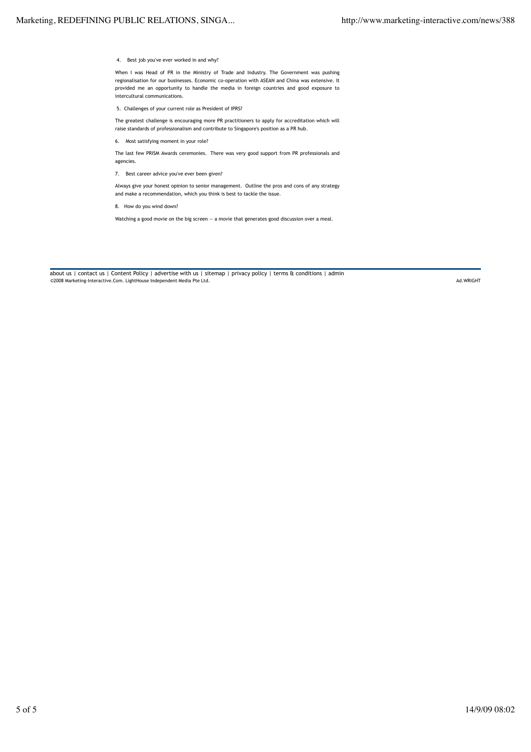4. Best job you've ever worked in and why?

When I was Head of PR in the Ministry of Trade and Industry. The Government was pushing regionalisation for our businesses. Economic co-operation with ASEAN and China was extensive. It provided me an opportunity to handle the media in foreign countries and good exposure to intercultural communications.

5. Challenges of your current role as President of IPRS?

The greatest challenge is encouraging more PR practitioners to apply for accreditation which will raise standards of professionalism and contribute to Singapore's position as a PR hub.

6. Most satisfying moment in your role?

The last few PRISM Awards ceremonies. There was very good support from PR professionals and agencies.

7. Best career advice you've ever been given?

Always give your honest opinion to senior management. Outline the pros and cons of any strategy and make a recommendation, which you think is best to tackle the issue.

8. How do you wind down?

Watching a good movie on the big screen -- a movie that generates good discussion over a meal.

about us | contact us | Content Policy | advertise with us | sitemap | privacy policy | terms & conditions | admin

©2008 Marketing-Interactive.Com. LightHouse Independent Media Pte Ltd.

Ad.WRIGHT